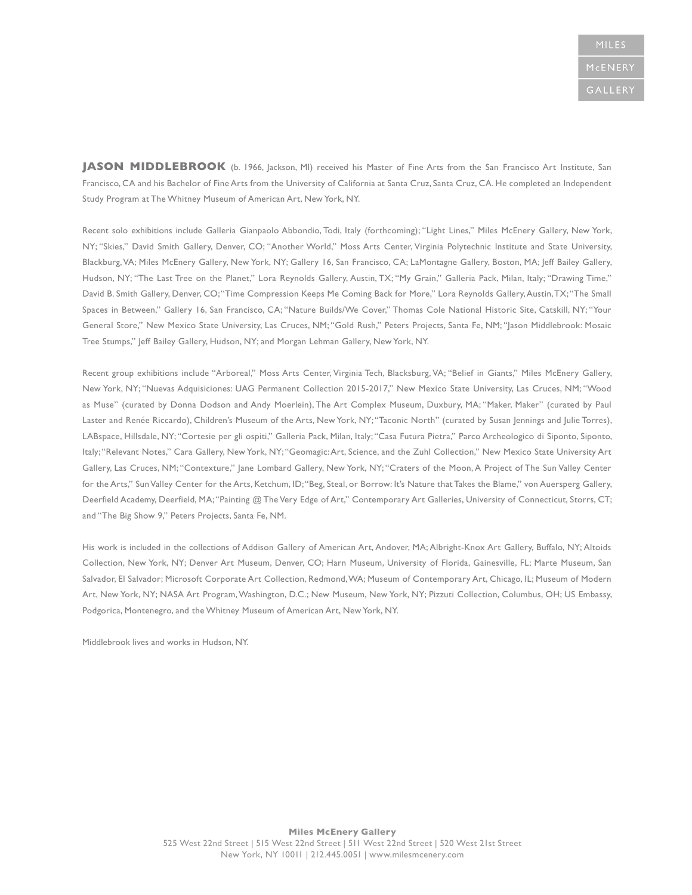MILES
McENERY
GALLERY

**JASON MIDDLEBROOK** (b. 1966, Jackson, MI) received his Master of Fine Arts from the San Francisco Art Institute, San Francisco, CA and his Bachelor of Fine Arts from the University of California at Santa Cruz, Santa Cruz, CA. He completed an Independent Study Program at The Whitney Museum of American Art, New York, NY.

Recent solo exhibitions include Galleria Gianpaolo Abbondio, Todi, Italy (forthcoming); "Light Lines," Miles McEnery Gallery, New York, NY; "Skies," David Smith Gallery, Denver, CO; "Another World," Moss Arts Center, Virginia Polytechnic Institute and State University, Blackburg, VA; Miles McEnery Gallery, New York, NY; Gallery 16, San Francisco, CA; LaMontagne Gallery, Boston, MA; Jeff Bailey Gallery, Hudson, NY; "The Last Tree on the Planet," Lora Reynolds Gallery, Austin, TX; "My Grain," Galleria Pack, Milan, Italy; "Drawing Time," David B. Smith Gallery, Denver, CO; "Time Compression Keeps Me Coming Back for More," Lora Reynolds Gallery, Austin, TX; "The Small Spaces in Between," Gallery 16, San Francisco, CA; "Nature Builds/We Cover," Thomas Cole National Historic Site, Catskill, NY; "Your General Store," New Mexico State University, Las Cruces, NM; "Gold Rush," Peters Projects, Santa Fe, NM; "Jason Middlebrook: Mosaic Tree Stumps," Jeff Bailey Gallery, Hudson, NY; and Morgan Lehman Gallery, New York, NY.

Recent group exhibitions include "Arboreal," Moss Arts Center, Virginia Tech, Blacksburg, VA; "Belief in Giants," Miles McEnery Gallery, New York, NY; "Nuevas Adquisiciones: UAG Permanent Collection 2015-2017," New Mexico State University, Las Cruces, NM; "Wood as Muse" (curated by Donna Dodson and Andy Moerlein), The Art Complex Museum, Duxbury, MA; "Maker, Maker" (curated by Paul Laster and Renée Riccardo), Children's Museum of the Arts, New York, NY; "Taconic North" (curated by Susan Jennings and Julie Torres), LABspace, Hillsdale, NY; "Cortesie per gli ospiti," Galleria Pack, Milan, Italy; "Casa Futura Pietra," Parco Archeologico di Siponto, Siponto, Italy; "Relevant Notes," Cara Gallery, New York, NY; "Geomagic: Art, Science, and the Zuhl Collection," New Mexico State University Art Gallery, Las Cruces, NM; "Contexture," Jane Lombard Gallery, New York, NY; "Craters of the Moon, A Project of The Sun Valley Center for the Arts," Sun Valley Center for the Arts, Ketchum, ID; "Beg, Steal, or Borrow: It's Nature that Takes the Blame," von Auersperg Gallery, Deerfield Academy, Deerfield, MA; "Painting @ The Very Edge of Art," Contemporary Art Galleries, University of Connecticut, Storrs, CT; and "The Big Show 9," Peters Projects, Santa Fe, NM.

His work is included in the collections of Addison Gallery of American Art, Andover, MA; Albright-Knox Art Gallery, Buffalo, NY; Altoids Collection, New York, NY; Denver Art Museum, Denver, CO; Harn Museum, University of Florida, Gainesville, FL; Marte Museum, San Salvador, El Salvador; Microsoft Corporate Art Collection, Redmond, WA; Museum of Contemporary Art, Chicago, IL; Museum of Modern Art, New York, NY; NASA Art Program, Washington, D.C.; New Museum, New York, NY; Pizzuti Collection, Columbus, OH; US Embassy, Podgorica, Montenegro, and the Whitney Museum of American Art, New York, NY.

Middlebrook lives and works in Hudson, NY.

**Miles McEnery Gallery**
525 West 22nd Street | 515 West 22nd Street | 511 West 22nd Street | 520 West 21st Street
New York, NY 10011 | 212.445.0051 | www.milesmcenery.com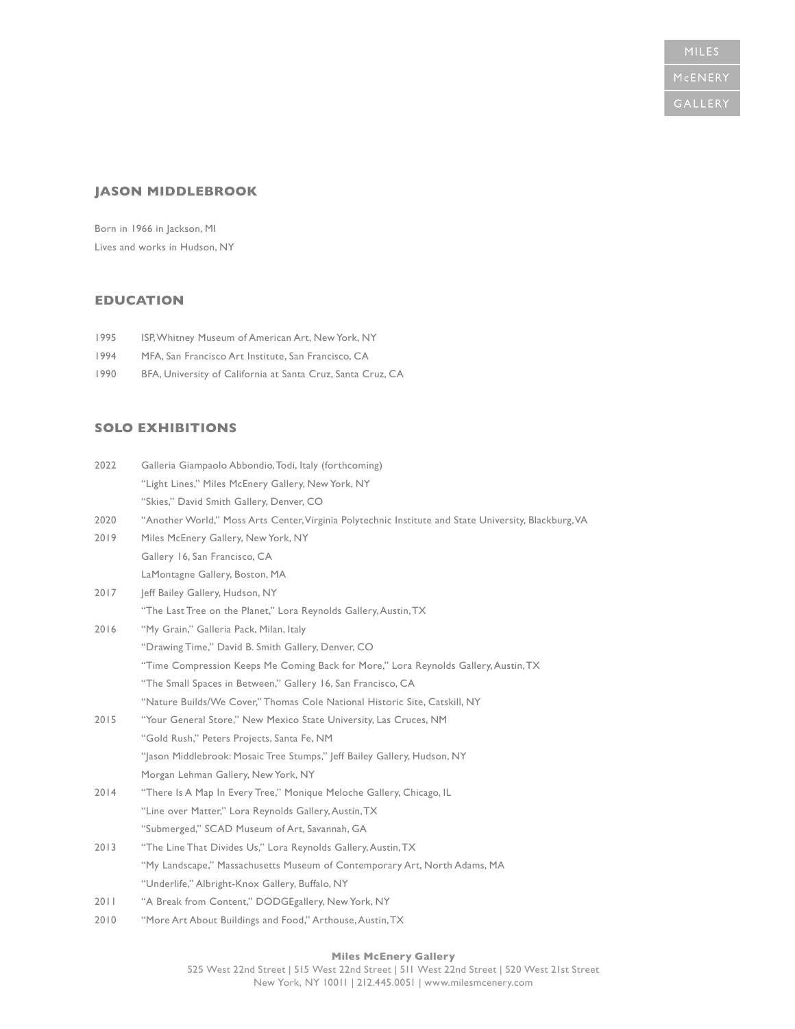## JASON MIDDLEBROOK

Born in 1966 in Jackson, MI
Lives and works in Hudson, NY

## EDUCATION

1995 ISP, Whitney Museum of American Art, New York, NY
1994 MFA, San Francisco Art Institute, San Francisco, CA
1990 BFA, University of California at Santa Cruz, Santa Cruz, CA

## SOLO EXHIBITIONS

2022 Galleria Giampaolo Abbondio, Todi, Italy (forthcoming)
"Light Lines," Miles McEnery Gallery, New York, NY
"Skies," David Smith Gallery, Denver, CO

2020 "Another World," Moss Arts Center, Virginia Polytechnic Institute and State University, Blackburg, VA

2019 Miles McEnery Gallery, New York, NY
Gallery 16, San Francisco, CA
LaMontagne Gallery, Boston, MA

2017 Jeff Bailey Gallery, Hudson, NY
"The Last Tree on the Planet," Lora Reynolds Gallery, Austin, TX

2016 "My Grain," Galleria Pack, Milan, Italy
"Drawing Time," David B. Smith Gallery, Denver, CO
"Time Compression Keeps Me Coming Back for More," Lora Reynolds Gallery, Austin, TX
"The Small Spaces in Between," Gallery 16, San Francisco, CA
"Nature Builds/We Cover," Thomas Cole National Historic Site, Catskill, NY

2015 "Your General Store," New Mexico State University, Las Cruces, NM
"Gold Rush," Peters Projects, Santa Fe, NM
"Jason Middlebrook: Mosaic Tree Stumps," Jeff Bailey Gallery, Hudson, NY
Morgan Lehman Gallery, New York, NY

2014 "There Is A Map In Every Tree," Monique Meloche Gallery, Chicago, IL
"Line over Matter," Lora Reynolds Gallery, Austin, TX
"Submerged," SCAD Museum of Art, Savannah, GA

2013 "The Line That Divides Us," Lora Reynolds Gallery, Austin, TX
"My Landscape," Massachusetts Museum of Contemporary Art, North Adams, MA
"Underlife," Albright-Knox Gallery, Buffalo, NY

2011 "A Break from Content," DODGEgallery, New York, NY

2010 "More Art About Buildings and Food," Arthouse, Austin, TX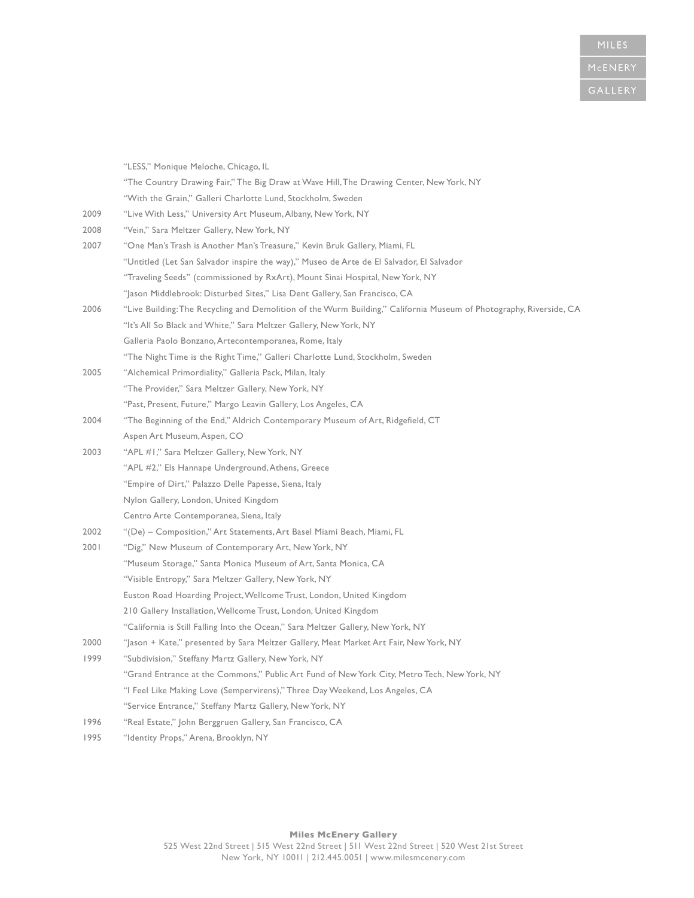| | |
|---|---|
| | "LESS," Monique Meloche, Chicago, IL |
| | "The Country Drawing Fair," The Big Draw at Wave Hill, The Drawing Center, New York, NY |
| | "With the Grain," Galleri Charlotte Lund, Stockholm, Sweden |
| 2009 | "Live With Less," University Art Museum, Albany, New York, NY |
| 2008 | "Vein," Sara Meltzer Gallery, New York, NY |
| 2007 | "One Man's Trash is Another Man's Treasure," Kevin Bruk Gallery, Miami, FL |
| | "Untitled (Let San Salvador inspire the way)," Museo de Arte de El Salvador, El Salvador |
| | "Traveling Seeds" (commissioned by RxArt), Mount Sinai Hospital, New York, NY |
| | "Jason Middlebrook: Disturbed Sites," Lisa Dent Gallery, San Francisco, CA |
| 2006 | "Live Building: The Recycling and Demolition of the Wurm Building," California Museum of Photography, Riverside, CA |
| | "It's All So Black and White," Sara Meltzer Gallery, New York, NY |
| | Galleria Paolo Bonzano, Artecontemporanea, Rome, Italy |
| | "The Night Time is the Right Time," Galleri Charlotte Lund, Stockholm, Sweden |
| 2005 | "Alchemical Primordiality," Galleria Pack, Milan, Italy |
| | "The Provider," Sara Meltzer Gallery, New York, NY |
| | "Past, Present, Future," Margo Leavin Gallery, Los Angeles, CA |
| 2004 | "The Beginning of the End," Aldrich Contemporary Museum of Art, Ridgefield, CT |
| | Aspen Art Museum, Aspen, CO |
| 2003 | "APL #1," Sara Meltzer Gallery, New York, NY |
| | "APL #2," Els Hannape Underground, Athens, Greece |
| | "Empire of Dirt," Palazzo Delle Papesse, Siena, Italy |
| | Nylon Gallery, London, United Kingdom |
| | Centro Arte Contemporanea, Siena, Italy |
| 2002 | "(De) – Composition," Art Statements, Art Basel Miami Beach, Miami, FL |
| 2001 | "Dig," New Museum of Contemporary Art, New York, NY |
| | "Museum Storage," Santa Monica Museum of Art, Santa Monica, CA |
| | "Visible Entropy," Sara Meltzer Gallery, New York, NY |
| | Euston Road Hoarding Project, Wellcome Trust, London, United Kingdom |
| | 210 Gallery Installation, Wellcome Trust, London, United Kingdom |
| | "California is Still Falling Into the Ocean," Sara Meltzer Gallery, New York, NY |
| 2000 | "Jason + Kate," presented by Sara Meltzer Gallery, Meat Market Art Fair, New York, NY |
| 1999 | "Subdivision," Steffany Martz Gallery, New York, NY |
| | "Grand Entrance at the Commons," Public Art Fund of New York City, Metro Tech, New York, NY |
| | "I Feel Like Making Love (Sempervirens)," Three Day Weekend, Los Angeles, CA |
| | "Service Entrance," Steffany Martz Gallery, New York, NY |
| 1996 | "Real Estate," John Berggruen Gallery, San Francisco, CA |
| 1995 | "Identity Props," Arena, Brooklyn, NY |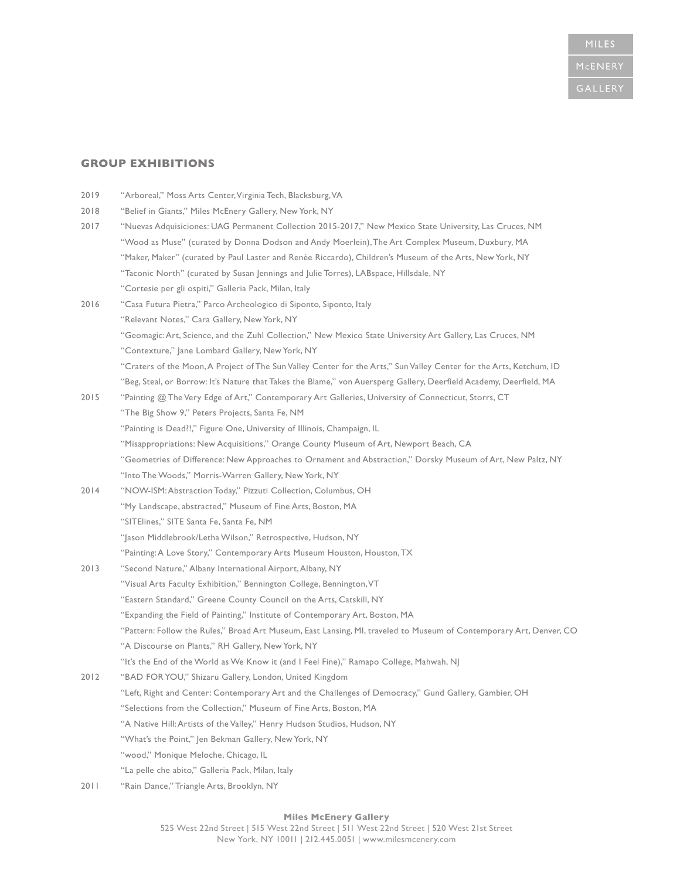## GROUP EXHIBITIONS

2019 "Arboreal," Moss Arts Center, Virginia Tech, Blacksburg, VA

2018 "Belief in Giants," Miles McEnery Gallery, New York, NY

2017 "Nuevas Adquisiciones: UAG Permanent Collection 2015-2017," New Mexico State University, Las Cruces, NM
"Wood as Muse" (curated by Donna Dodson and Andy Moerlein), The Art Complex Museum, Duxbury, MA
"Maker, Maker" (curated by Paul Laster and Renée Riccardo), Children's Museum of the Arts, New York, NY
"Taconic North" (curated by Susan Jennings and Julie Torres), LABspace, Hillsdale, NY
"Cortesie per gli ospiti," Galleria Pack, Milan, Italy

2016 "Casa Futura Pietra," Parco Archeologico di Siponto, Siponto, Italy
"Relevant Notes," Cara Gallery, New York, NY
"Geomagic: Art, Science, and the Zuhl Collection," New Mexico State University Art Gallery, Las Cruces, NM
"Contexture," Jane Lombard Gallery, New York, NY
"Craters of the Moon, A Project of The Sun Valley Center for the Arts," Sun Valley Center for the Arts, Ketchum, ID
"Beg, Steal, or Borrow: It's Nature that Takes the Blame," von Auersperg Gallery, Deerfield Academy, Deerfield, MA

2015 "Painting @ The Very Edge of Art," Contemporary Art Galleries, University of Connecticut, Storrs, CT
"The Big Show 9," Peters Projects, Santa Fe, NM
"Painting is Dead?!," Figure One, University of Illinois, Champaign, IL
"Misappropriations: New Acquisitions," Orange County Museum of Art, Newport Beach, CA
"Geometries of Difference: New Approaches to Ornament and Abstraction," Dorsky Museum of Art, New Paltz, NY
"Into The Woods," Morris-Warren Gallery, New York, NY

2014 "NOW-ISM: Abstraction Today," Pizzuti Collection, Columbus, OH
"My Landscape, abstracted," Museum of Fine Arts, Boston, MA
"SITElines," SITE Santa Fe, Santa Fe, NM
"Jason Middlebrook/Letha Wilson," Retrospective, Hudson, NY
"Painting: A Love Story," Contemporary Arts Museum Houston, Houston, TX

2013 "Second Nature," Albany International Airport, Albany, NY
"Visual Arts Faculty Exhibition," Bennington College, Bennington, VT
"Eastern Standard," Greene County Council on the Arts, Catskill, NY
"Expanding the Field of Painting," Institute of Contemporary Art, Boston, MA
"Pattern: Follow the Rules," Broad Art Museum, East Lansing, MI, traveled to Museum of Contemporary Art, Denver, CO
"A Discourse on Plants," RH Gallery, New York, NY
"It's the End of the World as We Know it (and I Feel Fine)," Ramapo College, Mahwah, NJ

2012 "BAD FOR YOU," Shizaru Gallery, London, United Kingdom
"Left, Right and Center: Contemporary Art and the Challenges of Democracy," Gund Gallery, Gambier, OH
"Selections from the Collection," Museum of Fine Arts, Boston, MA
"A Native Hill: Artists of the Valley," Henry Hudson Studios, Hudson, NY
"What's the Point," Jen Bekman Gallery, New York, NY
"wood," Monique Meloche, Chicago, IL
"La pelle che abito," Galleria Pack, Milan, Italy

2011 "Rain Dance," Triangle Arts, Brooklyn, NY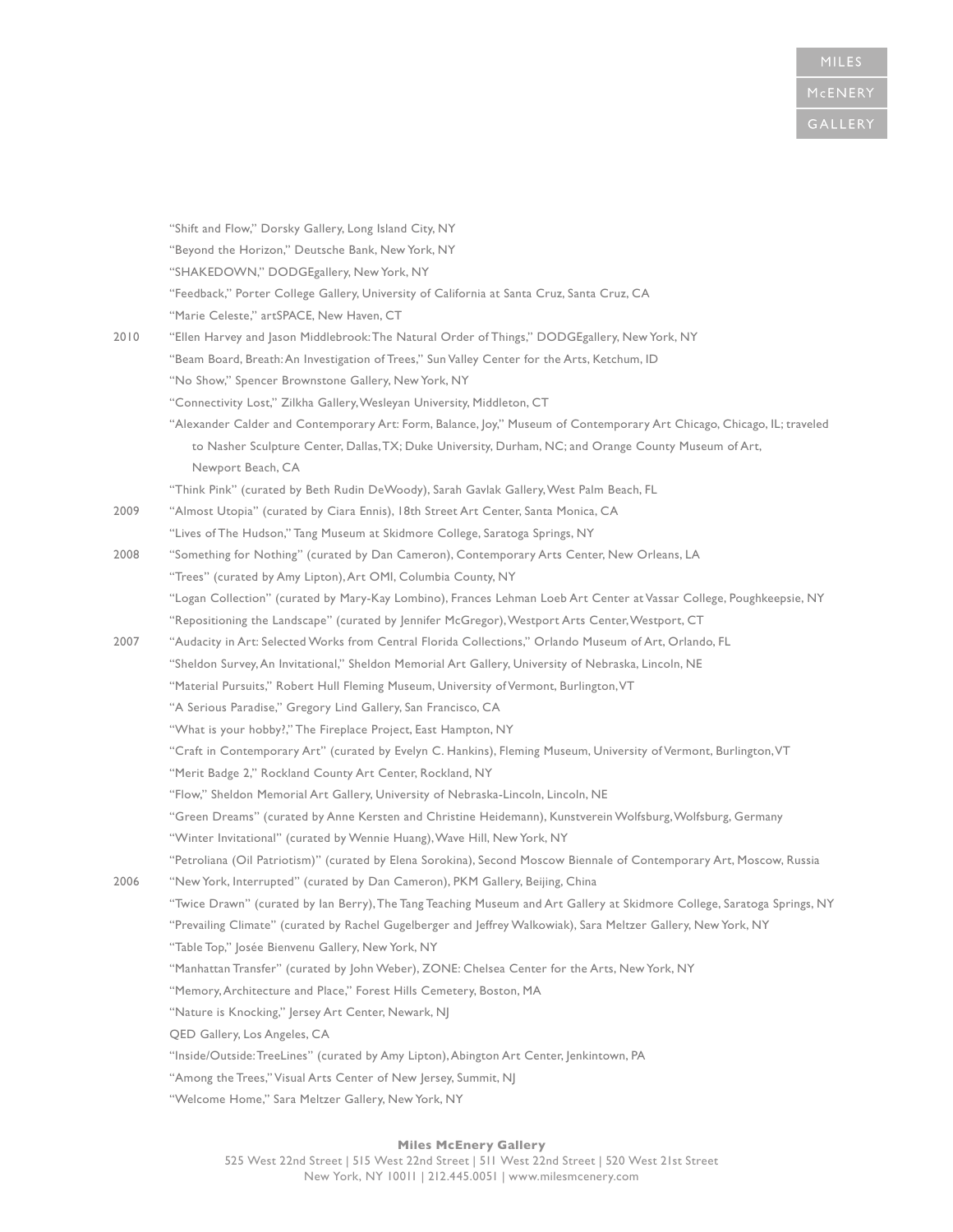"Shift and Flow," Dorsky Gallery, Long Island City, NY

"Beyond the Horizon," Deutsche Bank, New York, NY

"SHAKEDOWN," DODGEgallery, New York, NY

"Feedback," Porter College Gallery, University of California at Santa Cruz, Santa Cruz, CA

"Marie Celeste," artSPACE, New Haven, CT

2010 "Ellen Harvey and Jason Middlebrook: The Natural Order of Things," DODGEgallery, New York, NY

"Beam Board, Breath: An Investigation of Trees," Sun Valley Center for the Arts, Ketchum, ID

"No Show," Spencer Brownstone Gallery, New York, NY

"Connectivity Lost," Zilkha Gallery, Wesleyan University, Middleton, CT

"Alexander Calder and Contemporary Art: Form, Balance, Joy," Museum of Contemporary Art Chicago, Chicago, IL; traveled to Nasher Sculpture Center, Dallas, TX; Duke University, Durham, NC; and Orange County Museum of Art, Newport Beach, CA

"Think Pink" (curated by Beth Rudin DeWoody), Sarah Gavlak Gallery, West Palm Beach, FL

2009 "Almost Utopia" (curated by Ciara Ennis), 18th Street Art Center, Santa Monica, CA

"Lives of The Hudson," Tang Museum at Skidmore College, Saratoga Springs, NY

2008 "Something for Nothing" (curated by Dan Cameron), Contemporary Arts Center, New Orleans, LA

"Trees" (curated by Amy Lipton), Art OMI, Columbia County, NY

"Logan Collection" (curated by Mary-Kay Lombino), Frances Lehman Loeb Art Center at Vassar College, Poughkeepsie, NY

"Repositioning the Landscape" (curated by Jennifer McGregor), Westport Arts Center, Westport, CT

2007 "Audacity in Art: Selected Works from Central Florida Collections," Orlando Museum of Art, Orlando, FL

"Sheldon Survey, An Invitational," Sheldon Memorial Art Gallery, University of Nebraska, Lincoln, NE

"Material Pursuits," Robert Hull Fleming Museum, University of Vermont, Burlington, VT

"A Serious Paradise," Gregory Lind Gallery, San Francisco, CA

"What is your hobby?," The Fireplace Project, East Hampton, NY

"Craft in Contemporary Art" (curated by Evelyn C. Hankins), Fleming Museum, University of Vermont, Burlington, VT

"Merit Badge 2," Rockland County Art Center, Rockland, NY

"Flow," Sheldon Memorial Art Gallery, University of Nebraska-Lincoln, Lincoln, NE

"Green Dreams" (curated by Anne Kersten and Christine Heidemann), Kunstverein Wolfsburg, Wolfsburg, Germany

"Winter Invitational" (curated by Wennie Huang), Wave Hill, New York, NY

"Petroliana (Oil Patriotism)" (curated by Elena Sorokina), Second Moscow Biennale of Contemporary Art, Moscow, Russia

2006 "New York, Interrupted" (curated by Dan Cameron), PKM Gallery, Beijing, China

"Twice Drawn" (curated by Ian Berry), The Tang Teaching Museum and Art Gallery at Skidmore College, Saratoga Springs, NY

"Prevailing Climate" (curated by Rachel Gugelberger and Jeffrey Walkowiak), Sara Meltzer Gallery, New York, NY

"Table Top," Josée Bienvenu Gallery, New York, NY

"Manhattan Transfer" (curated by John Weber), ZONE: Chelsea Center for the Arts, New York, NY

"Memory, Architecture and Place," Forest Hills Cemetery, Boston, MA

"Nature is Knocking," Jersey Art Center, Newark, NJ

QED Gallery, Los Angeles, CA

"Inside/Outside: TreeLines" (curated by Amy Lipton), Abington Art Center, Jenkintown, PA

"Among the Trees," Visual Arts Center of New Jersey, Summit, NJ

"Welcome Home," Sara Meltzer Gallery, New York, NY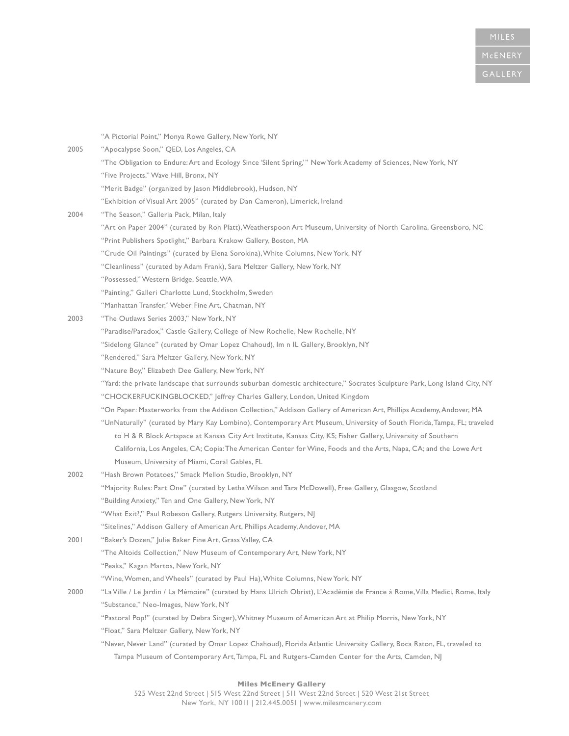"A Pictorial Point," Monya Rowe Gallery, New York, NY

2005 "Apocalypse Soon," QED, Los Angeles, CA

"The Obligation to Endure: Art and Ecology Since 'Silent Spring,'" New York Academy of Sciences, New York, NY

"Five Projects," Wave Hill, Bronx, NY

"Merit Badge" (organized by Jason Middlebrook), Hudson, NY

"Exhibition of Visual Art 2005" (curated by Dan Cameron), Limerick, Ireland

2004 "The Season," Galleria Pack, Milan, Italy

"Art on Paper 2004" (curated by Ron Platt), Weatherspoon Art Museum, University of North Carolina, Greensboro, NC

"Print Publishers Spotlight," Barbara Krakow Gallery, Boston, MA

"Crude Oil Paintings" (curated by Elena Sorokina), White Columns, New York, NY

"Cleanliness" (curated by Adam Frank), Sara Meltzer Gallery, New York, NY

"Possessed," Western Bridge, Seattle, WA

"Painting," Galleri Charlotte Lund, Stockholm, Sweden

"Manhattan Transfer," Weber Fine Art, Chatman, NY

2003 "The Outlaws Series 2003," New York, NY

"Paradise/Paradox," Castle Gallery, College of New Rochelle, New Rochelle, NY

"Sidelong Glance" (curated by Omar Lopez Chahoud), Im n IL Gallery, Brooklyn, NY

"Rendered," Sara Meltzer Gallery, New York, NY

"Nature Boy," Elizabeth Dee Gallery, New York, NY

"Yard: the private landscape that surrounds suburban domestic architecture," Socrates Sculpture Park, Long Island City, NY

"CHOCKERFUCKINGBLOCKED," Jeffrey Charles Gallery, London, United Kingdom

"On Paper: Masterworks from the Addison Collection," Addison Gallery of American Art, Phillips Academy, Andover, MA

"UnNaturally" (curated by Mary Kay Lombino), Contemporary Art Museum, University of South Florida, Tampa, FL; traveled to H & R Block Artspace at Kansas City Art Institute, Kansas City, KS; Fisher Gallery, University of Southern California, Los Angeles, CA; Copia: The American Center for Wine, Foods and the Arts, Napa, CA; and the Lowe Art Museum, University of Miami, Coral Gables, FL

2002 "Hash Brown Potatoes," Smack Mellon Studio, Brooklyn, NY

"Majority Rules: Part One" (curated by Letha Wilson and Tara McDowell), Free Gallery, Glasgow, Scotland

"Building Anxiety," Ten and One Gallery, New York, NY

"What Exit?," Paul Robeson Gallery, Rutgers University, Rutgers, NJ

"Sitelines," Addison Gallery of American Art, Phillips Academy, Andover, MA

2001 "Baker's Dozen," Julie Baker Fine Art, Grass Valley, CA

"The Altoids Collection," New Museum of Contemporary Art, New York, NY

"Peaks," Kagan Martos, New York, NY

"Wine, Women, and Wheels" (curated by Paul Ha), White Columns, New York, NY

2000 "La Ville / Le Jardin / La Mémoire" (curated by Hans Ulrich Obrist), L'Académie de France à Rome, Villa Medici, Rome, Italy

"Substance," Neo-Images, New York, NY

"Pastoral Pop!" (curated by Debra Singer), Whitney Museum of American Art at Philip Morris, New York, NY

"Float," Sara Meltzer Gallery, New York, NY

"Never, Never Land" (curated by Omar Lopez Chahoud), Florida Atlantic University Gallery, Boca Raton, FL, traveled to Tampa Museum of Contemporary Art, Tampa, FL and Rutgers-Camden Center for the Arts, Camden, NJ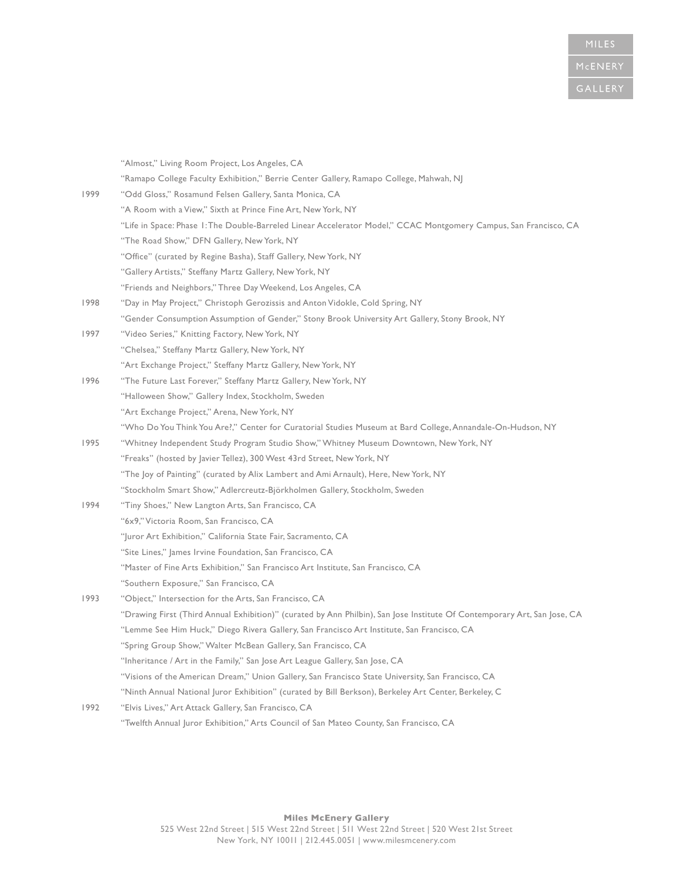"Almost," Living Room Project, Los Angeles, CA

"Ramapo College Faculty Exhibition," Berrie Center Gallery, Ramapo College, Mahwah, NJ

1999 "Odd Gloss," Rosamund Felsen Gallery, Santa Monica, CA

"A Room with a View," Sixth at Prince Fine Art, New York, NY

"Life in Space: Phase 1: The Double-Barreled Linear Accelerator Model," CCAC Montgomery Campus, San Francisco, CA

"The Road Show," DFN Gallery, New York, NY

"Office" (curated by Regine Basha), Staff Gallery, New York, NY

"Gallery Artists," Steffany Martz Gallery, New York, NY

"Friends and Neighbors," Three Day Weekend, Los Angeles, CA

1998 "Day in May Project," Christoph Gerozissis and Anton Vidokle, Cold Spring, NY

"Gender Consumption Assumption of Gender," Stony Brook University Art Gallery, Stony Brook, NY

1997 "Video Series," Knitting Factory, New York, NY

"Chelsea," Steffany Martz Gallery, New York, NY

"Art Exchange Project," Steffany Martz Gallery, New York, NY

1996 "The Future Last Forever," Steffany Martz Gallery, New York, NY

"Halloween Show," Gallery Index, Stockholm, Sweden

"Art Exchange Project," Arena, New York, NY

"Who Do You Think You Are?," Center for Curatorial Studies Museum at Bard College, Annandale-On-Hudson, NY

1995 "Whitney Independent Study Program Studio Show," Whitney Museum Downtown, New York, NY

"Freaks" (hosted by Javier Tellez), 300 West 43rd Street, New York, NY

"The Joy of Painting" (curated by Alix Lambert and Ami Arnault), Here, New York, NY

"Stockholm Smart Show," Adlercreutz-Björkholmen Gallery, Stockholm, Sweden

1994 "Tiny Shoes," New Langton Arts, San Francisco, CA

"6x9," Victoria Room, San Francisco, CA

"Juror Art Exhibition," California State Fair, Sacramento, CA

"Site Lines," James Irvine Foundation, San Francisco, CA

"Master of Fine Arts Exhibition," San Francisco Art Institute, San Francisco, CA

"Southern Exposure," San Francisco, CA

1993 "Object," Intersection for the Arts, San Francisco, CA

"Drawing First (Third Annual Exhibition)" (curated by Ann Philbin), San Jose Institute Of Contemporary Art, San Jose, CA

"Lemme See Him Huck," Diego Rivera Gallery, San Francisco Art Institute, San Francisco, CA

"Spring Group Show," Walter McBean Gallery, San Francisco, CA

"Inheritance / Art in the Family," San Jose Art League Gallery, San Jose, CA

"Visions of the American Dream," Union Gallery, San Francisco State University, San Francisco, CA

"Ninth Annual National Juror Exhibition" (curated by Bill Berkson), Berkeley Art Center, Berkeley, C

1992 "Elvis Lives," Art Attack Gallery, San Francisco, CA

"Twelfth Annual Juror Exhibition," Arts Council of San Mateo County, San Francisco, CA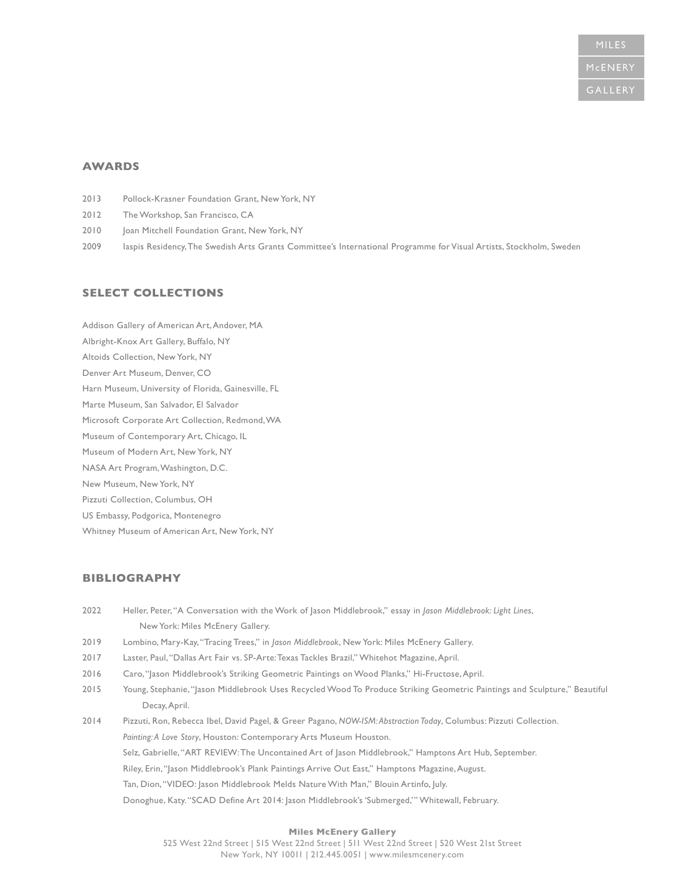## AWARDS

2013 Pollock-Krasner Foundation Grant, New York, NY
2012 The Workshop, San Francisco, CA
2010 Joan Mitchell Foundation Grant, New York, NY
2009 Iaspis Residency, The Swedish Arts Grants Committee's International Programme for Visual Artists, Stockholm, Sweden

## SELECT COLLECTIONS

Addison Gallery of American Art, Andover, MA
Albright-Knox Art Gallery, Buffalo, NY
Altoids Collection, New York, NY
Denver Art Museum, Denver, CO
Harn Museum, University of Florida, Gainesville, FL
Marte Museum, San Salvador, El Salvador
Microsoft Corporate Art Collection, Redmond, WA
Museum of Contemporary Art, Chicago, IL
Museum of Modern Art, New York, NY
NASA Art Program, Washington, D.C.
New Museum, New York, NY
Pizzuti Collection, Columbus, OH
US Embassy, Podgorica, Montenegro
Whitney Museum of American Art, New York, NY

## BIBLIOGRAPHY

2022 Heller, Peter, "A Conversation with the Work of Jason Middlebrook," essay in *Jason Middlebrook: Light Lines*, New York: Miles McEnery Gallery.
2019 Lombino, Mary-Kay, "Tracing Trees," in *Jason Middlebrook*, New York: Miles McEnery Gallery.
2017 Laster, Paul, "Dallas Art Fair vs. SP-Arte: Texas Tackles Brazil," Whitehot Magazine, April.
2016 Caro, "Jason Middlebrook's Striking Geometric Paintings on Wood Planks," Hi-Fructose, April.
2015 Young, Stephanie, "Jason Middlebrook Uses Recycled Wood To Produce Striking Geometric Paintings and Sculpture," Beautiful Decay, April.
2014 Pizzuti, Ron, Rebecca Ibel, David Pagel, & Greer Pagano, *NOW-ISM: Abstraction Today*, Columbus: Pizzuti Collection.
*Painting: A Love Story*, Houston: Contemporary Arts Museum Houston.
Selz, Gabrielle, "ART REVIEW: The Uncontained Art of Jason Middlebrook," Hamptons Art Hub, September.
Riley, Erin, "Jason Middlebrook's Plank Paintings Arrive Out East," Hamptons Magazine, August.
Tan, Dion, "VIDEO: Jason Middlebrook Melds Nature With Man," Blouin Artinfo, July.
Donoghue, Katy. "SCAD Define Art 2014: Jason Middlebrook's 'Submerged,'" Whitewall, February.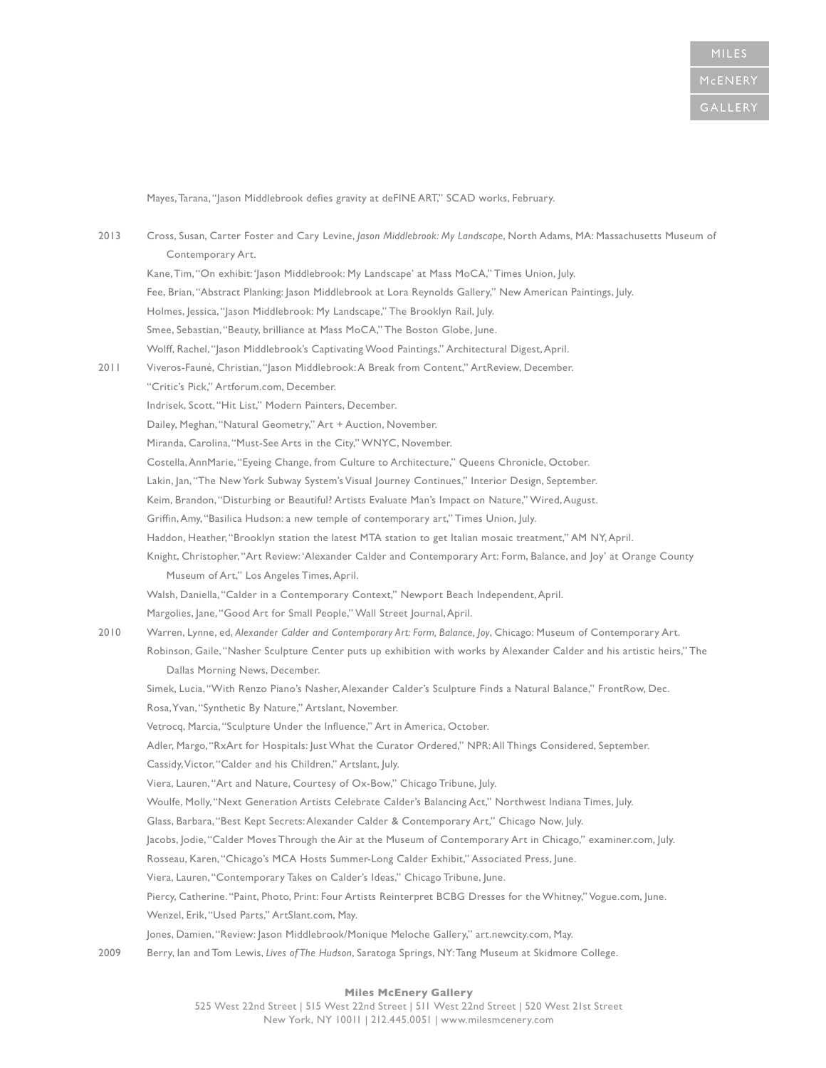Mayes, Tarana, "Jason Middlebrook defies gravity at deFINE ART," SCAD works, February.

2013 Cross, Susan, Carter Foster and Cary Levine, *Jason Middlebrook: My Landscape*, North Adams, MA: Massachusetts Museum of Contemporary Art.

Kane, Tim, "On exhibit: 'Jason Middlebrook: My Landscape' at Mass MoCA," Times Union, July.

Fee, Brian, "Abstract Planking: Jason Middlebrook at Lora Reynolds Gallery," New American Paintings, July.

Holmes, Jessica, "Jason Middlebrook: My Landscape," The Brooklyn Rail, July.

Smee, Sebastian, "Beauty, brilliance at Mass MoCA," The Boston Globe, June.

Wolff, Rachel, "Jason Middlebrook's Captivating Wood Paintings," Architectural Digest, April.

2011 Viveros-Fauné, Christian, "Jason Middlebrook: A Break from Content," ArtReview, December.

"Critic's Pick," Artforum.com, December.

Indrisek, Scott, "Hit List," Modern Painters, December.

Dailey, Meghan, "Natural Geometry," Art + Auction, November.

Miranda, Carolina, "Must-See Arts in the City," WNYC, November.

Costella, AnnMarie, "Eyeing Change, from Culture to Architecture," Queens Chronicle, October.

Lakin, Jan, "The New York Subway System's Visual Journey Continues," Interior Design, September.

Keim, Brandon, "Disturbing or Beautiful? Artists Evaluate Man's Impact on Nature," Wired, August.

Griffin, Amy, "Basilica Hudson: a new temple of contemporary art," Times Union, July.

Haddon, Heather, "Brooklyn station the latest MTA station to get Italian mosaic treatment," AM NY, April.

Knight, Christopher, "Art Review: 'Alexander Calder and Contemporary Art: Form, Balance, and Joy' at Orange County Museum of Art," Los Angeles Times, April.

Walsh, Daniella, "Calder in a Contemporary Context," Newport Beach Independent, April.

Margolies, Jane, "Good Art for Small People," Wall Street Journal, April.

2010 Warren, Lynne, ed, *Alexander Calder and Contemporary Art: Form, Balance, Joy*, Chicago: Museum of Contemporary Art.

Robinson, Gaile, "Nasher Sculpture Center puts up exhibition with works by Alexander Calder and his artistic heirs," The Dallas Morning News, December.

Simek, Lucia, "With Renzo Piano's Nasher, Alexander Calder's Sculpture Finds a Natural Balance," FrontRow, Dec.

Rosa, Yvan, "Synthetic By Nature," Artslant, November.

Vetrocq, Marcia, "Sculpture Under the Influence," Art in America, October.

Adler, Margo, "RxArt for Hospitals: Just What the Curator Ordered," NPR: All Things Considered, September.

Cassidy, Victor, "Calder and his Children," Artslant, July.

Viera, Lauren, "Art and Nature, Courtesy of Ox-Bow," Chicago Tribune, July.

Woulfe, Molly, "Next Generation Artists Celebrate Calder's Balancing Act," Northwest Indiana Times, July.

Glass, Barbara, "Best Kept Secrets: Alexander Calder & Contemporary Art," Chicago Now, July.

Jacobs, Jodie, "Calder Moves Through the Air at the Museum of Contemporary Art in Chicago," examiner.com, July.

Rosseau, Karen, "Chicago's MCA Hosts Summer-Long Calder Exhibit," Associated Press, June.

Viera, Lauren, "Contemporary Takes on Calder's Ideas," Chicago Tribune, June.

Piercy, Catherine. "Paint, Photo, Print: Four Artists Reinterpret BCBG Dresses for the Whitney," Vogue.com, June.

Wenzel, Erik, "Used Parts," ArtSlant.com, May.

Jones, Damien, "Review: Jason Middlebrook/Monique Meloche Gallery," art.newcity.com, May.

2009 Berry, Ian and Tom Lewis, *Lives of The Hudson*, Saratoga Springs, NY: Tang Museum at Skidmore College.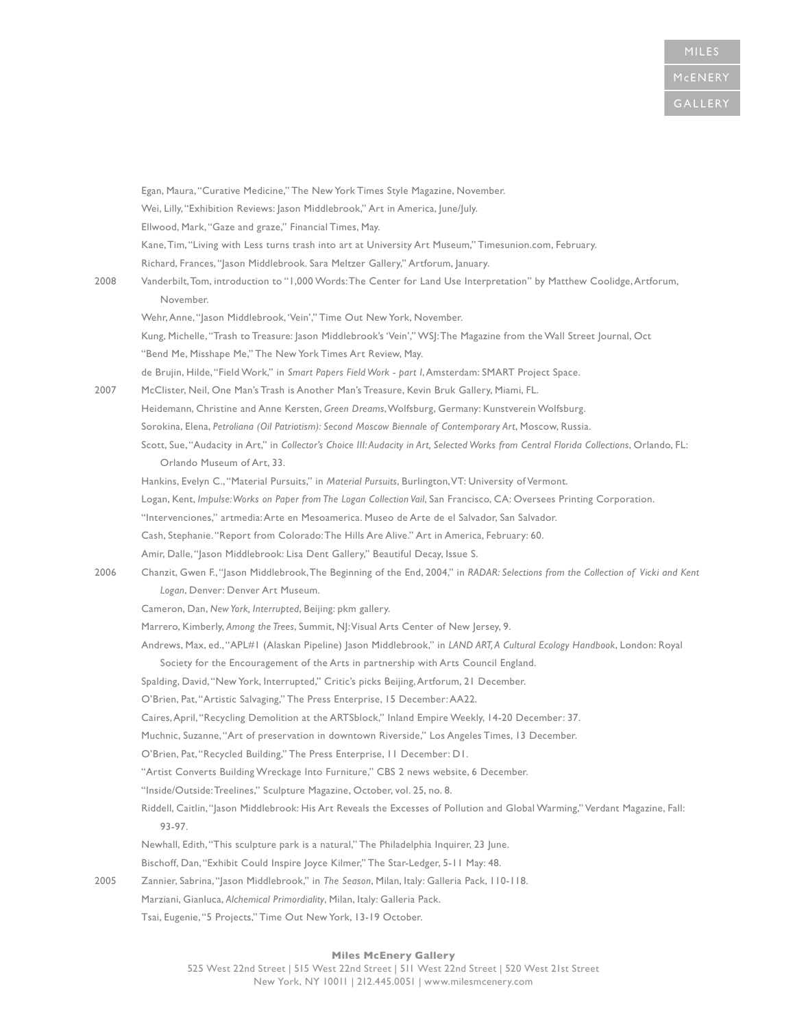Egan, Maura, "Curative Medicine," The New York Times Style Magazine, November.

Wei, Lilly, "Exhibition Reviews: Jason Middlebrook," Art in America, June/July.

Ellwood, Mark, "Gaze and graze," Financial Times, May.

Kane, Tim, "Living with Less turns trash into art at University Art Museum," Timesunion.com, February.

Richard, Frances, "Jason Middlebrook. Sara Meltzer Gallery," Artforum, January.

2008 Vanderbilt, Tom, introduction to "1,000 Words: The Center for Land Use Interpretation" by Matthew Coolidge, Artforum, November.

Wehr, Anne, "Jason Middlebrook, 'Vein'," Time Out New York, November.

Kung, Michelle, "Trash to Treasure: Jason Middlebrook's 'Vein'," WSJ: The Magazine from the Wall Street Journal, Oct

"Bend Me, Misshape Me," The New York Times Art Review, May.

de Brujin, Hilde, "Field Work," in *Smart Papers Field Work - part 1*, Amsterdam: SMART Project Space.

2007 McClister, Neil, One Man's Trash is Another Man's Treasure, Kevin Bruk Gallery, Miami, FL.

Heidemann, Christine and Anne Kersten, *Green Dreams*, Wolfsburg, Germany: Kunstverein Wolfsburg.

Sorokina, Elena, *Petroliana (Oil Patriotism): Second Moscow Biennale of Contemporary Art*, Moscow, Russia.

Scott, Sue, "Audacity in Art," in *Collector's Choice III: Audacity in Art, Selected Works from Central Florida Collections*, Orlando, FL: Orlando Museum of Art, 33.

Hankins, Evelyn C., "Material Pursuits," in *Material Pursuits*, Burlington, VT: University of Vermont.

Logan, Kent, *Impulse: Works on Paper from The Logan Collection Vail*, San Francisco, CA: Oversees Printing Corporation.

"Intervenciones," artmedia: Arte en Mesoamerica. Museo de Arte de el Salvador, San Salvador.

Cash, Stephanie. "Report from Colorado: The Hills Are Alive." Art in America, February: 60.

Amir, Dalle, "Jason Middlebrook: Lisa Dent Gallery," Beautiful Decay, Issue S.

2006 Chanzit, Gwen F., "Jason Middlebrook, The Beginning of the End, 2004," in *RADAR: Selections from the Collection of Vicki and Kent Logan*, Denver: Denver Art Museum.

Cameron, Dan, *New York, Interrupted*, Beijing: pkm gallery.

Marrero, Kimberly, *Among the Trees*, Summit, NJ: Visual Arts Center of New Jersey, 9.

Andrews, Max, ed., "APL#1 (Alaskan Pipeline) Jason Middlebrook," in *LAND ART, A Cultural Ecology Handbook*, London: Royal Society for the Encouragement of the Arts in partnership with Arts Council England.

Spalding, David, "New York, Interrupted," Critic's picks Beijing, Artforum, 21 December.

O'Brien, Pat, "Artistic Salvaging," The Press Enterprise, 15 December: AA22.

Caires, April, "Recycling Demolition at the ARTSblock," Inland Empire Weekly, 14-20 December: 37.

Muchnic, Suzanne, "Art of preservation in downtown Riverside," Los Angeles Times, 13 December.

O'Brien, Pat, "Recycled Building," The Press Enterprise, 11 December: D1.

"Artist Converts Building Wreckage Into Furniture," CBS 2 news website, 6 December.

"Inside/Outside: Treelines," Sculpture Magazine, October, vol. 25, no. 8.

Riddell, Caitlin, "Jason Middlebrook: His Art Reveals the Excesses of Pollution and Global Warming," Verdant Magazine, Fall: 93-97.

Newhall, Edith, "This sculpture park is a natural," The Philadelphia Inquirer, 23 June.

Bischoff, Dan, "Exhibit Could Inspire Joyce Kilmer," The Star-Ledger, 5-11 May: 48.

2005 Zannier, Sabrina, "Jason Middlebrook," in *The Season*, Milan, Italy: Galleria Pack, 110-118.

Marziani, Gianluca, *Alchemical Primordiality*, Milan, Italy: Galleria Pack.

Tsai, Eugenie, "5 Projects," Time Out New York, 13-19 October.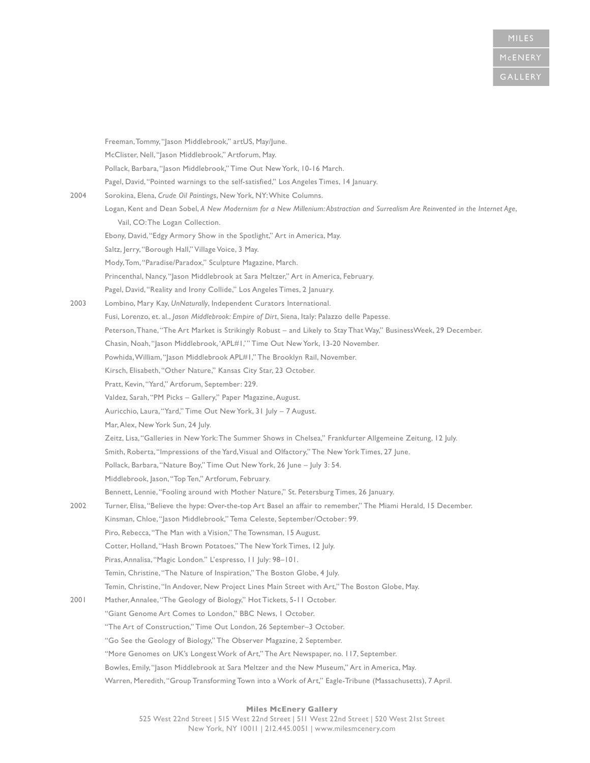Freeman, Tommy, "Jason Middlebrook," artUS, May/June.

McClister, Nell, "Jason Middlebrook," Artforum, May.

Pollack, Barbara, "Jason Middlebrook," Time Out New York, 10-16 March.

Pagel, David, "Pointed warnings to the self-satisfied," Los Angeles Times, 14 January.

2004 Sorokina, Elena, *Crude Oil Paintings*, New York, NY: White Columns.

Logan, Kent and Dean Sobel, *A New Modernism for a New Millenium: Abstraction and Surrealism Are Reinvented in the Internet Age*, Vail, CO: The Logan Collection.

Ebony, David, "Edgy Armory Show in the Spotlight," Art in America, May.

Saltz, Jerry, "Borough Hall," Village Voice, 3 May.

Mody, Tom, "Paradise/Paradox," Sculpture Magazine, March.

Princenthal, Nancy, "Jason Middlebrook at Sara Meltzer," Art in America, February.

Pagel, David, "Reality and Irony Collide," Los Angeles Times, 2 January.

2003 Lombino, Mary Kay, *UnNaturally*, Independent Curators International.

Fusi, Lorenzo, et. al., *Jason Middlebrook: Empire of Dirt*, Siena, Italy: Palazzo delle Papesse.

Peterson, Thane, "The Art Market is Strikingly Robust – and Likely to Stay That Way," BusinessWeek, 29 December.

Chasin, Noah, "Jason Middlebrook, 'APL#1,'" Time Out New York, 13-20 November.

Powhida, William, "Jason Middlebrook APL#1," The Brooklyn Rail, November.

Kirsch, Elisabeth, "Other Nature," Kansas City Star, 23 October.

Pratt, Kevin, "Yard," Artforum, September: 229.

Valdez, Sarah, "PM Picks – Gallery," Paper Magazine, August.

Auricchio, Laura, "Yard," Time Out New York, 31 July – 7 August.

Mar, Alex, New York Sun, 24 July.

Zeitz, Lisa, "Galleries in New York: The Summer Shows in Chelsea," Frankfurter Allgemeine Zeitung, 12 July.

Smith, Roberta, "Impressions of the Yard, Visual and Olfactory," The New York Times, 27 June.

Pollack, Barbara, "Nature Boy," Time Out New York, 26 June – July 3: 54.

Middlebrook, Jason, "Top Ten," Artforum, February.

Bennett, Lennie, "Fooling around with Mother Nature," St. Petersburg Times, 26 January.

2002 Turner, Elisa, "Believe the hype: Over-the-top Art Basel an affair to remember," The Miami Herald, 15 December.

Kinsman, Chloe, "Jason Middlebrook," Tema Celeste, September/October: 99.

Piro, Rebecca, "The Man with a Vision," The Townsman, 15 August.

Cotter, Holland, "Hash Brown Potatoes," The New York Times, 12 July.

Piras, Annalisa, "Magic London." L'espresso, 11 July: 98–101.

Temin, Christine, "The Nature of Inspiration," The Boston Globe, 4 July.

Temin, Christine, "In Andover, New Project Lines Main Street with Art," The Boston Globe, May.

2001 Mather, Annalee, "The Geology of Biology," Hot Tickets, 5-11 October.

"Giant Genome Art Comes to London," BBC News, 1 October.

"The Art of Construction," Time Out London, 26 September–3 October.

"Go See the Geology of Biology," The Observer Magazine, 2 September.

"More Genomes on UK's Longest Work of Art," The Art Newspaper, no. 117, September.

Bowles, Emily, "Jason Middlebrook at Sara Meltzer and the New Museum," Art in America, May.

Warren, Meredith, "Group Transforming Town into a Work of Art," Eagle-Tribune (Massachusetts), 7 April.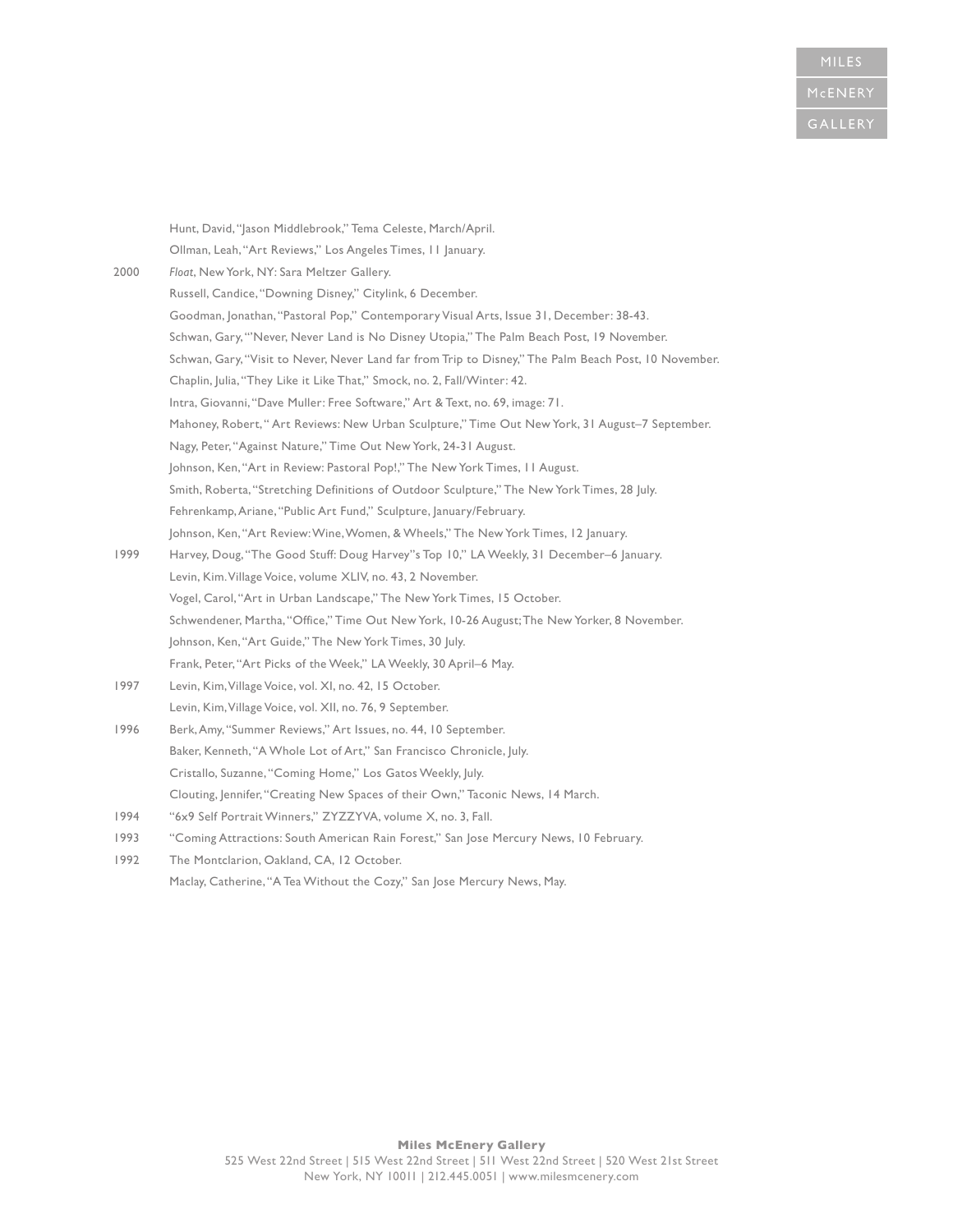Hunt, David, "Jason Middlebrook," Tema Celeste, March/April.

Ollman, Leah, "Art Reviews," Los Angeles Times, 11 January.

2000 *Float*, New York, NY: Sara Meltzer Gallery.

Russell, Candice, "Downing Disney," Citylink, 6 December.

Goodman, Jonathan, "Pastoral Pop," Contemporary Visual Arts, Issue 31, December: 38-43.

Schwan, Gary, "'Never, Never Land is No Disney Utopia," The Palm Beach Post, 19 November.

Schwan, Gary, "Visit to Never, Never Land far from Trip to Disney," The Palm Beach Post, 10 November.

Chaplin, Julia, "They Like it Like That," Smock, no. 2, Fall/Winter: 42.

Intra, Giovanni, "Dave Muller: Free Software," Art & Text, no. 69, image: 71.

Mahoney, Robert, " Art Reviews: New Urban Sculpture," Time Out New York, 31 August–7 September.

Nagy, Peter, "Against Nature," Time Out New York, 24-31 August.

Johnson, Ken, "Art in Review: Pastoral Pop!," The New York Times, 11 August.

Smith, Roberta, "Stretching Definitions of Outdoor Sculpture," The New York Times, 28 July.

Fehrenkamp, Ariane, "Public Art Fund," Sculpture, January/February.

Johnson, Ken, "Art Review: Wine, Women, & Wheels," The New York Times, 12 January.

1999 Harvey, Doug, "The Good Stuff: Doug Harvey"s Top 10," LA Weekly, 31 December–6 January.

Levin, Kim. Village Voice, volume XLIV, no. 43, 2 November.

Vogel, Carol, "Art in Urban Landscape," The New York Times, 15 October.

Schwendener, Martha, "Office," Time Out New York, 10-26 August; The New Yorker, 8 November.

Johnson, Ken, "Art Guide," The New York Times, 30 July.

Frank, Peter, "Art Picks of the Week," LA Weekly, 30 April–6 May.

1997 Levin, Kim, Village Voice, vol. XI, no. 42, 15 October.

Levin, Kim, Village Voice, vol. XII, no. 76, 9 September.

1996 Berk, Amy, "Summer Reviews," Art Issues, no. 44, 10 September.

Baker, Kenneth, "A Whole Lot of Art," San Francisco Chronicle, July.

Cristallo, Suzanne, "Coming Home," Los Gatos Weekly, July.

Clouting, Jennifer, "Creating New Spaces of their Own," Taconic News, 14 March.

1994 "6x9 Self Portrait Winners," ZYZZYVA, volume X, no. 3, Fall.

1993 "Coming Attractions: South American Rain Forest," San Jose Mercury News, 10 February.

1992 The Montclarion, Oakland, CA, 12 October.

Maclay, Catherine, "A Tea Without the Cozy," San Jose Mercury News, May.